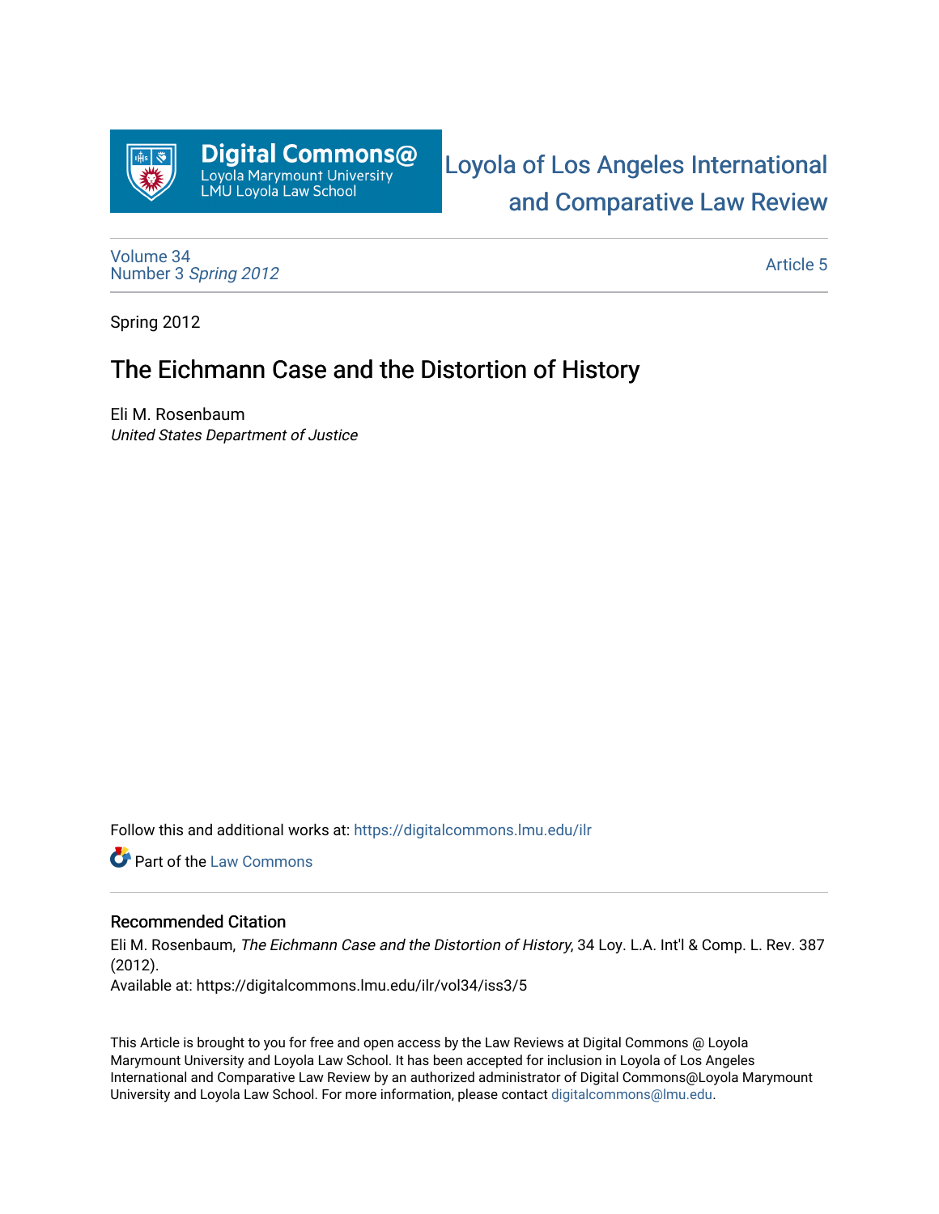Digital Commons@
Loyola Marymount University
LMU Loyola Law School

Loyola of Los Angeles International and Comparative Law Review

Volume 34
Number 3 *Spring 2012*

Article 5

Spring 2012

# The Eichmann Case and the Distortion of History

Eli M. Rosenbaum
*United States Department of Justice*

Follow this and additional works at: https://digitalcommons.lmu.edu/ilr

Part of the Law Commons

## Recommended Citation

Eli M. Rosenbaum, *The Eichmann Case and the Distortion of History*, 34 Loy. L.A. Int'l & Comp. L. Rev. 387 (2012).
Available at: https://digitalcommons.lmu.edu/ilr/vol34/iss3/5

This Article is brought to you for free and open access by the Law Reviews at Digital Commons @ Loyola Marymount University and Loyola Law School. It has been accepted for inclusion in Loyola of Los Angeles International and Comparative Law Review by an authorized administrator of Digital Commons@Loyola Marymount University and Loyola Law School. For more information, please contact digitalcommons@lmu.edu.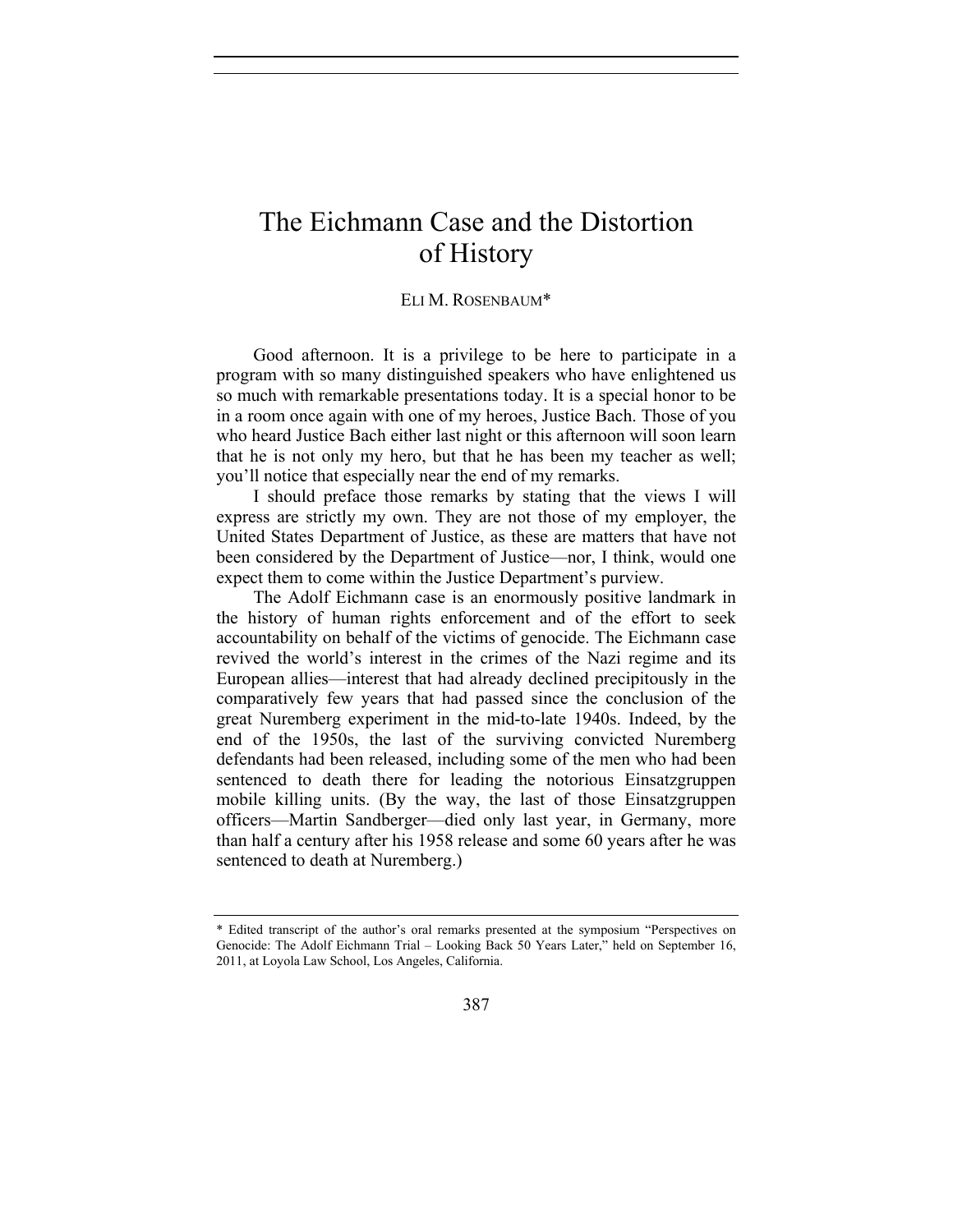# The Eichmann Case and the Distortion of History

ELI M. ROSENBAUM*

Good afternoon. It is a privilege to be here to participate in a program with so many distinguished speakers who have enlightened us so much with remarkable presentations today. It is a special honor to be in a room once again with one of my heroes, Justice Bach. Those of you who heard Justice Bach either last night or this afternoon will soon learn that he is not only my hero, but that he has been my teacher as well; you'll notice that especially near the end of my remarks.

I should preface those remarks by stating that the views I will express are strictly my own. They are not those of my employer, the United States Department of Justice, as these are matters that have not been considered by the Department of Justice—nor, I think, would one expect them to come within the Justice Department's purview.

The Adolf Eichmann case is an enormously positive landmark in the history of human rights enforcement and of the effort to seek accountability on behalf of the victims of genocide. The Eichmann case revived the world's interest in the crimes of the Nazi regime and its European allies—interest that had already declined precipitously in the comparatively few years that had passed since the conclusion of the great Nuremberg experiment in the mid-to-late 1940s. Indeed, by the end of the 1950s, the last of the surviving convicted Nuremberg defendants had been released, including some of the men who had been sentenced to death there for leading the notorious Einsatzgruppen mobile killing units. (By the way, the last of those Einsatzgruppen officers—Martin Sandberger—died only last year, in Germany, more than half a century after his 1958 release and some 60 years after he was sentenced to death at Nuremberg.)

---

* Edited transcript of the author's oral remarks presented at the symposium "Perspectives on Genocide: The Adolf Eichmann Trial – Looking Back 50 Years Later," held on September 16, 2011, at Loyola Law School, Los Angeles, California.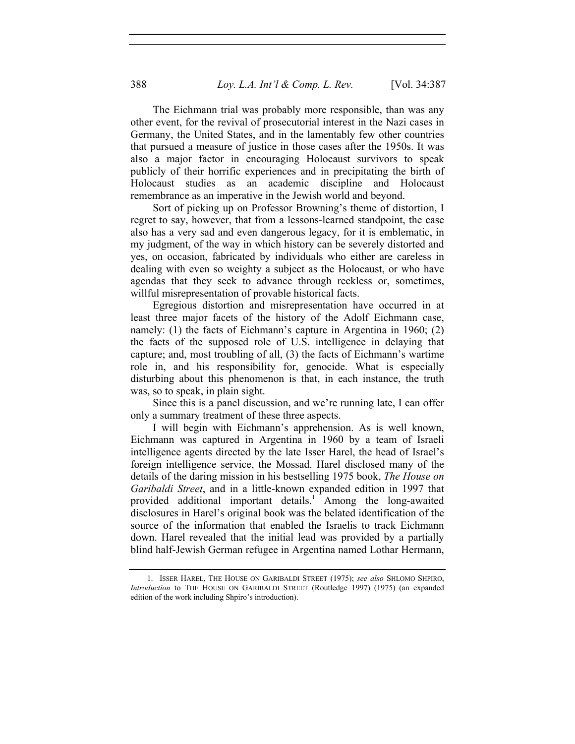The Eichmann trial was probably more responsible, than was any other event, for the revival of prosecutorial interest in the Nazi cases in Germany, the United States, and in the lamentably few other countries that pursued a measure of justice in those cases after the 1950s. It was also a major factor in encouraging Holocaust survivors to speak publicly of their horrific experiences and in precipitating the birth of Holocaust studies as an academic discipline and Holocaust remembrance as an imperative in the Jewish world and beyond.

Sort of picking up on Professor Browning's theme of distortion, I regret to say, however, that from a lessons-learned standpoint, the case also has a very sad and even dangerous legacy, for it is emblematic, in my judgment, of the way in which history can be severely distorted and yes, on occasion, fabricated by individuals who either are careless in dealing with even so weighty a subject as the Holocaust, or who have agendas that they seek to advance through reckless or, sometimes, willful misrepresentation of provable historical facts.

Egregious distortion and misrepresentation have occurred in at least three major facets of the history of the Adolf Eichmann case, namely: (1) the facts of Eichmann's capture in Argentina in 1960; (2) the facts of the supposed role of U.S. intelligence in delaying that capture; and, most troubling of all, (3) the facts of Eichmann's wartime role in, and his responsibility for, genocide. What is especially disturbing about this phenomenon is that, in each instance, the truth was, so to speak, in plain sight.

Since this is a panel discussion, and we're running late, I can offer only a summary treatment of these three aspects.

I will begin with Eichmann's apprehension. As is well known, Eichmann was captured in Argentina in 1960 by a team of Israeli intelligence agents directed by the late Isser Harel, the head of Israel's foreign intelligence service, the Mossad. Harel disclosed many of the details of the daring mission in his bestselling 1975 book, *The House on Garibaldi Street*, and in a little-known expanded edition in 1997 that provided additional important details.[1] Among the long-awaited disclosures in Harel's original book was the belated identification of the source of the information that enabled the Israelis to track Eichmann down. Harel revealed that the initial lead was provided by a partially blind half-Jewish German refugee in Argentina named Lothar Hermann,

1. ISSER HAREL, THE HOUSE ON GARIBALDI STREET (1975); *see also* SHLOMO SHPIRO, *Introduction* to THE HOUSE ON GARIBALDI STREET (Routledge 1997) (1975) (an expanded edition of the work including Shpiro's introduction).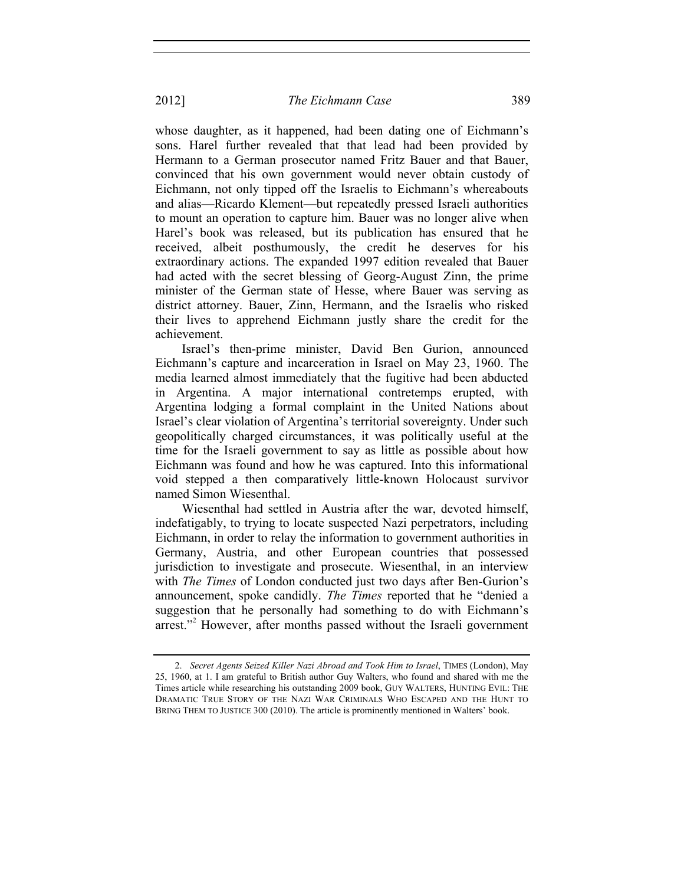whose daughter, as it happened, had been dating one of Eichmann's sons. Harel further revealed that that lead had been provided by Hermann to a German prosecutor named Fritz Bauer and that Bauer, convinced that his own government would never obtain custody of Eichmann, not only tipped off the Israelis to Eichmann's whereabouts and alias—Ricardo Klement—but repeatedly pressed Israeli authorities to mount an operation to capture him. Bauer was no longer alive when Harel's book was released, but its publication has ensured that he received, albeit posthumously, the credit he deserves for his extraordinary actions. The expanded 1997 edition revealed that Bauer had acted with the secret blessing of Georg-August Zinn, the prime minister of the German state of Hesse, where Bauer was serving as district attorney. Bauer, Zinn, Hermann, and the Israelis who risked their lives to apprehend Eichmann justly share the credit for the achievement.

Israel's then-prime minister, David Ben Gurion, announced Eichmann's capture and incarceration in Israel on May 23, 1960. The media learned almost immediately that the fugitive had been abducted in Argentina. A major international contretemps erupted, with Argentina lodging a formal complaint in the United Nations about Israel's clear violation of Argentina's territorial sovereignty. Under such geopolitically charged circumstances, it was politically useful at the time for the Israeli government to say as little as possible about how Eichmann was found and how he was captured. Into this informational void stepped a then comparatively little-known Holocaust survivor named Simon Wiesenthal.

Wiesenthal had settled in Austria after the war, devoted himself, indefatigably, to trying to locate suspected Nazi perpetrators, including Eichmann, in order to relay the information to government authorities in Germany, Austria, and other European countries that possessed jurisdiction to investigate and prosecute. Wiesenthal, in an interview with *The Times* of London conducted just two days after Ben-Gurion's announcement, spoke candidly. *The Times* reported that he "denied a suggestion that he personally had something to do with Eichmann's arrest."[2] However, after months passed without the Israeli government

---

2. *Secret Agents Seized Killer Nazi Abroad and Took Him to Israel*, TIMES (London), May 25, 1960, at 1. I am grateful to British author Guy Walters, who found and shared with me the Times article while researching his outstanding 2009 book, GUY WALTERS, HUNTING EVIL: THE DRAMATIC TRUE STORY OF THE NAZI WAR CRIMINALS WHO ESCAPED AND THE HUNT TO BRING THEM TO JUSTICE 300 (2010). The article is prominently mentioned in Walters' book.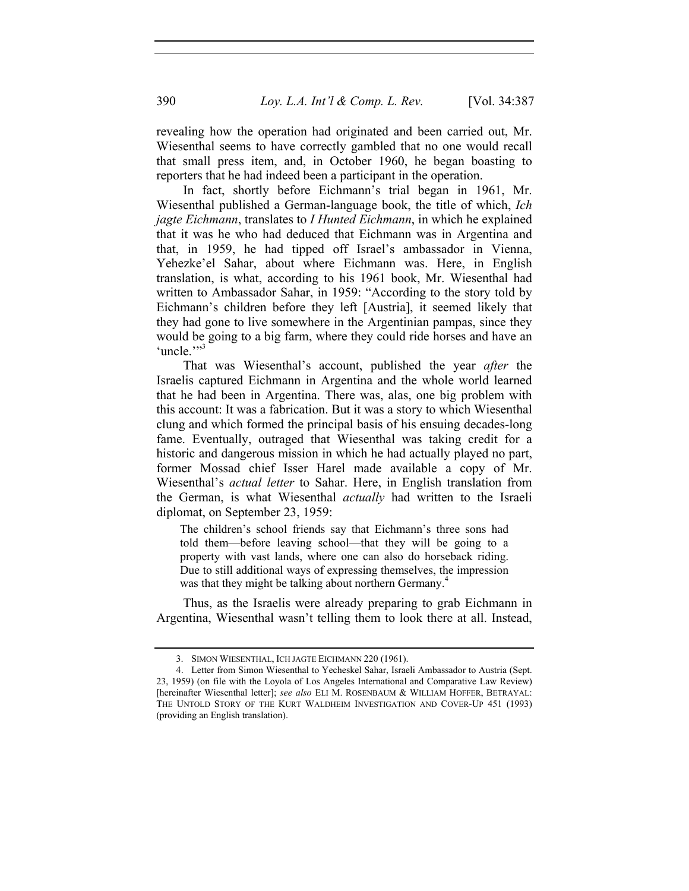revealing how the operation had originated and been carried out, Mr. Wiesenthal seems to have correctly gambled that no one would recall that small press item, and, in October 1960, he began boasting to reporters that he had indeed been a participant in the operation.

In fact, shortly before Eichmann's trial began in 1961, Mr. Wiesenthal published a German-language book, the title of which, *Ich jagte Eichmann*, translates to *I Hunted Eichmann*, in which he explained that it was he who had deduced that Eichmann was in Argentina and that, in 1959, he had tipped off Israel's ambassador in Vienna, Yehezke'el Sahar, about where Eichmann was. Here, in English translation, is what, according to his 1961 book, Mr. Wiesenthal had written to Ambassador Sahar, in 1959: "According to the story told by Eichmann's children before they left [Austria], it seemed likely that they had gone to live somewhere in the Argentinian pampas, since they would be going to a big farm, where they could ride horses and have an 'uncle.'"[3]

That was Wiesenthal's account, published the year *after* the Israelis captured Eichmann in Argentina and the whole world learned that he had been in Argentina. There was, alas, one big problem with this account: It was a fabrication. But it was a story to which Wiesenthal clung and which formed the principal basis of his ensuing decades-long fame. Eventually, outraged that Wiesenthal was taking credit for a historic and dangerous mission in which he had actually played no part, former Mossad chief Isser Harel made available a copy of Mr. Wiesenthal's *actual letter* to Sahar. Here, in English translation from the German, is what Wiesenthal *actually* had written to the Israeli diplomat, on September 23, 1959:

> The children's school friends say that Eichmann's three sons had told them—before leaving school—that they will be going to a property with vast lands, where one can also do horseback riding. Due to still additional ways of expressing themselves, the impression was that they might be talking about northern Germany.[4]

Thus, as the Israelis were already preparing to grab Eichmann in Argentina, Wiesenthal wasn't telling them to look there at all. Instead,

---

3. SIMON WIESENTHAL, ICH JAGTE EICHMANN 220 (1961).

4. Letter from Simon Wiesenthal to Yecheskel Sahar, Israeli Ambassador to Austria (Sept. 23, 1959) (on file with the Loyola of Los Angeles International and Comparative Law Review) [hereinafter Wiesenthal letter]; *see also* ELI M. ROSENBAUM & WILLIAM HOFFER, BETRAYAL: THE UNTOLD STORY OF THE KURT WALDHEIM INVESTIGATION AND COVER-UP 451 (1993) (providing an English translation).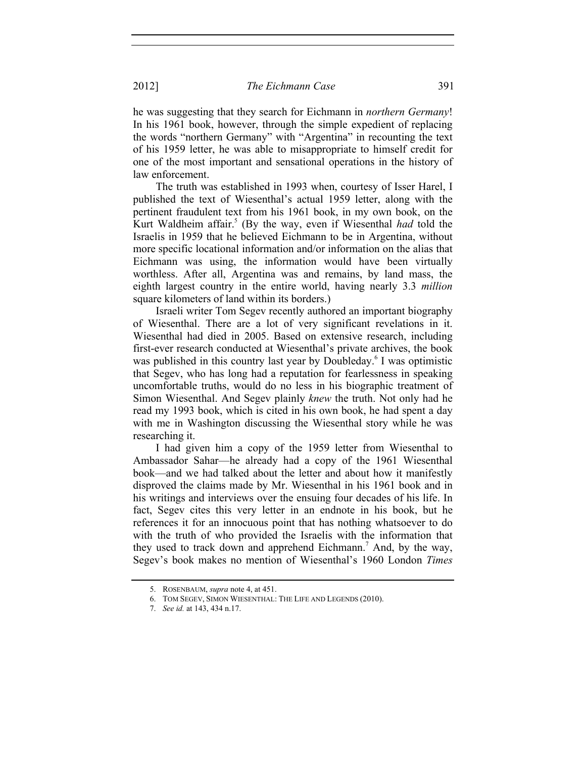he was suggesting that they search for Eichmann in *northern Germany*! In his 1961 book, however, through the simple expedient of replacing the words "northern Germany" with "Argentina" in recounting the text of his 1959 letter, he was able to misappropriate to himself credit for one of the most important and sensational operations in the history of law enforcement.

The truth was established in 1993 when, courtesy of Isser Harel, I published the text of Wiesenthal's actual 1959 letter, along with the pertinent fraudulent text from his 1961 book, in my own book, on the Kurt Waldheim affair.[5] (By the way, even if Wiesenthal *had* told the Israelis in 1959 that he believed Eichmann to be in Argentina, without more specific locational information and/or information on the alias that Eichmann was using, the information would have been virtually worthless. After all, Argentina was and remains, by land mass, the eighth largest country in the entire world, having nearly 3.3 *million* square kilometers of land within its borders.)

Israeli writer Tom Segev recently authored an important biography of Wiesenthal. There are a lot of very significant revelations in it. Wiesenthal had died in 2005. Based on extensive research, including first-ever research conducted at Wiesenthal's private archives, the book was published in this country last year by Doubleday.[6] I was optimistic that Segev, who has long had a reputation for fearlessness in speaking uncomfortable truths, would do no less in his biographic treatment of Simon Wiesenthal. And Segev plainly *knew* the truth. Not only had he read my 1993 book, which is cited in his own book, he had spent a day with me in Washington discussing the Wiesenthal story while he was researching it.

I had given him a copy of the 1959 letter from Wiesenthal to Ambassador Sahar—he already had a copy of the 1961 Wiesenthal book—and we had talked about the letter and about how it manifestly disproved the claims made by Mr. Wiesenthal in his 1961 book and in his writings and interviews over the ensuing four decades of his life. In fact, Segev cites this very letter in an endnote in his book, but he references it for an innocuous point that has nothing whatsoever to do with the truth of who provided the Israelis with the information that they used to track down and apprehend Eichmann.[7] And, by the way, Segev's book makes no mention of Wiesenthal's 1960 London *Times*

5. ROSENBAUM, *supra* note 4, at 451.

6. TOM SEGEV, SIMON WIESENTHAL: THE LIFE AND LEGENDS (2010).

7. *See id.* at 143, 434 n.17.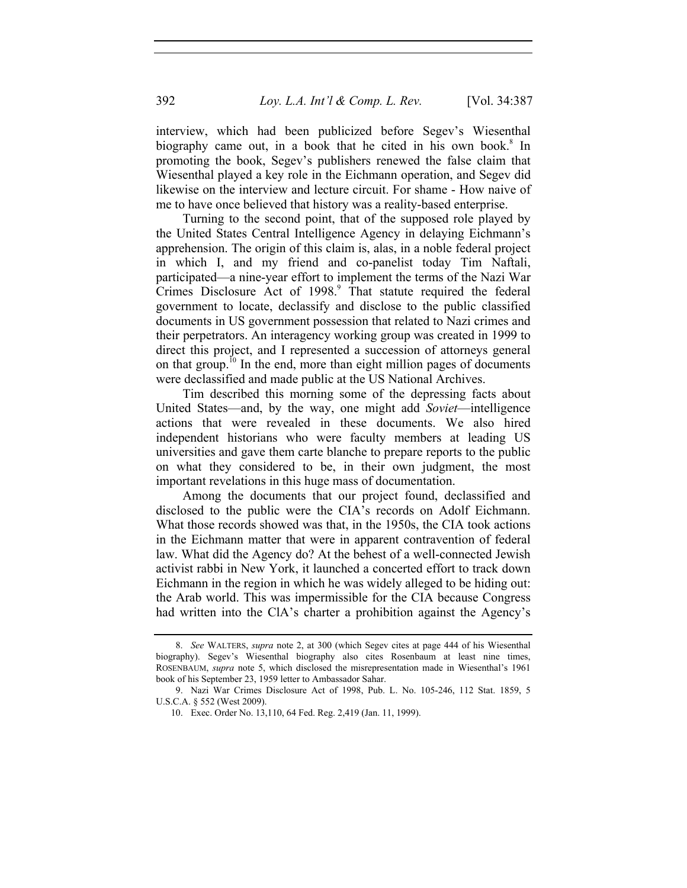interview, which had been publicized before Segev's Wiesenthal biography came out, in a book that he cited in his own book.[8] In promoting the book, Segev's publishers renewed the false claim that Wiesenthal played a key role in the Eichmann operation, and Segev did likewise on the interview and lecture circuit. For shame - How naive of me to have once believed that history was a reality-based enterprise.

Turning to the second point, that of the supposed role played by the United States Central Intelligence Agency in delaying Eichmann's apprehension. The origin of this claim is, alas, in a noble federal project in which I, and my friend and co-panelist today Tim Naftali, participated—a nine-year effort to implement the terms of the Nazi War Crimes Disclosure Act of 1998.[9] That statute required the federal government to locate, declassify and disclose to the public classified documents in US government possession that related to Nazi crimes and their perpetrators. An interagency working group was created in 1999 to direct this project, and I represented a succession of attorneys general on that group.[10] In the end, more than eight million pages of documents were declassified and made public at the US National Archives.

Tim described this morning some of the depressing facts about United States—and, by the way, one might add *Soviet*—intelligence actions that were revealed in these documents. We also hired independent historians who were faculty members at leading US universities and gave them carte blanche to prepare reports to the public on what they considered to be, in their own judgment, the most important revelations in this huge mass of documentation.

Among the documents that our project found, declassified and disclosed to the public were the CIA's records on Adolf Eichmann. What those records showed was that, in the 1950s, the CIA took actions in the Eichmann matter that were in apparent contravention of federal law. What did the Agency do? At the behest of a well-connected Jewish activist rabbi in New York, it launched a concerted effort to track down Eichmann in the region in which he was widely alleged to be hiding out: the Arab world. This was impermissible for the CIA because Congress had written into the ClA's charter a prohibition against the Agency's

---

8. *See* WALTERS, *supra* note 2, at 300 (which Segev cites at page 444 of his Wiesenthal biography). Segev's Wiesenthal biography also cites Rosenbaum at least nine times, ROSENBAUM, *supra* note 5, which disclosed the misrepresentation made in Wiesenthal's 1961 book of his September 23, 1959 letter to Ambassador Sahar.

9. Nazi War Crimes Disclosure Act of 1998, Pub. L. No. 105-246, 112 Stat. 1859, 5 U.S.C.A. § 552 (West 2009).

10. Exec. Order No. 13,110, 64 Fed. Reg. 2,419 (Jan. 11, 1999).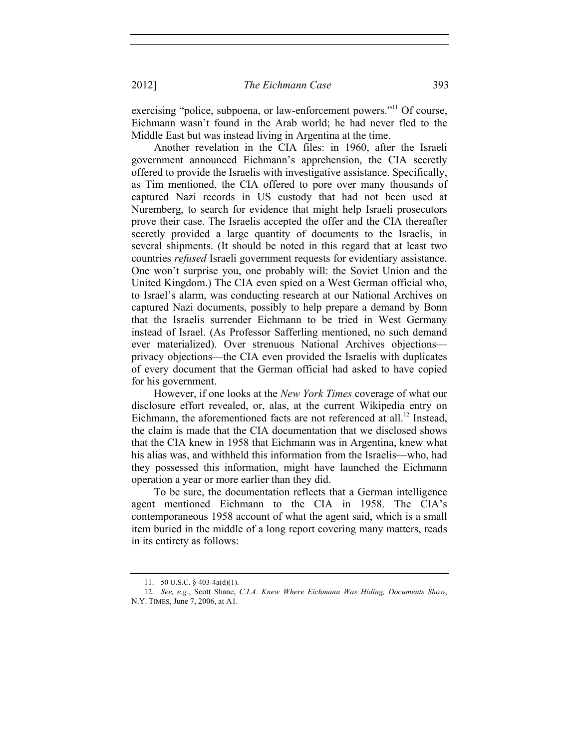exercising “police, subpoena, or law-enforcement powers.”[11] Of course, Eichmann wasn’t found in the Arab world; he had never fled to the Middle East but was instead living in Argentina at the time.

Another revelation in the CIA files: in 1960, after the Israeli government announced Eichmann’s apprehension, the CIA secretly offered to provide the Israelis with investigative assistance. Specifically, as Tim mentioned, the CIA offered to pore over many thousands of captured Nazi records in US custody that had not been used at Nuremberg, to search for evidence that might help Israeli prosecutors prove their case. The Israelis accepted the offer and the CIA thereafter secretly provided a large quantity of documents to the Israelis, in several shipments. (It should be noted in this regard that at least two countries *refused* Israeli government requests for evidentiary assistance. One won’t surprise you, one probably will: the Soviet Union and the United Kingdom.) The CIA even spied on a West German official who, to Israel’s alarm, was conducting research at our National Archives on captured Nazi documents, possibly to help prepare a demand by Bonn that the Israelis surrender Eichmann to be tried in West Germany instead of Israel. (As Professor Safferling mentioned, no such demand ever materialized). Over strenuous National Archives objections—privacy objections—the CIA even provided the Israelis with duplicates of every document that the German official had asked to have copied for his government.

However, if one looks at the *New York Times* coverage of what our disclosure effort revealed, or, alas, at the current Wikipedia entry on Eichmann, the aforementioned facts are not referenced at all.[12] Instead, the claim is made that the CIA documentation that we disclosed shows that the CIA knew in 1958 that Eichmann was in Argentina, knew what his alias was, and withheld this information from the Israelis—who, had they possessed this information, might have launched the Eichmann operation a year or more earlier than they did.

To be sure, the documentation reflects that a German intelligence agent mentioned Eichmann to the CIA in 1958. The CIA’s contemporaneous 1958 account of what the agent said, which is a small item buried in the middle of a long report covering many matters, reads in its entirety as follows:

---

11. 50 U.S.C. § 403-4a(d)(1).

12. *See, e.g.*, Scott Shane, *C.I.A. Knew Where Eichmann Was Hiding, Documents Show*, N.Y. TIMES, June 7, 2006, at A1.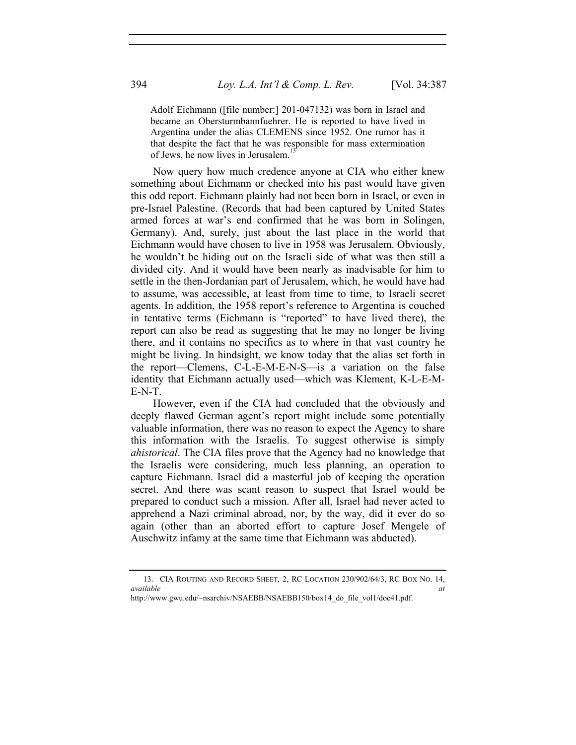> Adolf Eichmann ([file number:] 201-047132) was born in Israel and became an Obersturmbannfuehrer. He is reported to have lived in Argentina under the alias CLEMENS since 1952. One rumor has it that despite the fact that he was responsible for mass extermination of Jews, he now lives in Jerusalem.[13]

Now query how much credence anyone at CIA who either knew something about Eichmann or checked into his past would have given this odd report. Eichmann plainly had not been born in Israel, or even in pre-Israel Palestine. (Records that had been captured by United States armed forces at war's end confirmed that he was born in Solingen, Germany). And, surely, just about the last place in the world that Eichmann would have chosen to live in 1958 was Jerusalem. Obviously, he wouldn't be hiding out on the Israeli side of what was then still a divided city. And it would have been nearly as inadvisable for him to settle in the then-Jordanian part of Jerusalem, which, he would have had to assume, was accessible, at least from time to time, to Israeli secret agents. In addition, the 1958 report's reference to Argentina is couched in tentative terms (Eichmann is "reported" to have lived there), the report can also be read as suggesting that he may no longer be living there, and it contains no specifics as to where in that vast country he might be living. In hindsight, we know today that the alias set forth in the report—Clemens, C-L-E-M-E-N-S—is a variation on the false identity that Eichmann actually used—which was Klement, K-L-E-M-E-N-T.

However, even if the CIA had concluded that the obviously and deeply flawed German agent's report might include some potentially valuable information, there was no reason to expect the Agency to share this information with the Israelis. To suggest otherwise is simply *ahistorical*. The CIA files prove that the Agency had no knowledge that the Israelis were considering, much less planning, an operation to capture Eichmann. Israel did a masterful job of keeping the operation secret. And there was scant reason to suspect that Israel would be prepared to conduct such a mission. After all, Israel had never acted to apprehend a Nazi criminal abroad, nor, by the way, did it ever do so again (other than an aborted effort to capture Josef Mengele of Auschwitz infamy at the same time that Eichmann was abducted).

---

13. CIA ROUTING AND RECORD SHEET, 2, RC LOCATION 230/902/64/3, RC BOX NO. 14, *available at* http://www.gwu.edu/~nsarchiv/NSAEBB/NSAEBB150/box14_do_file_vol1/doc41.pdf.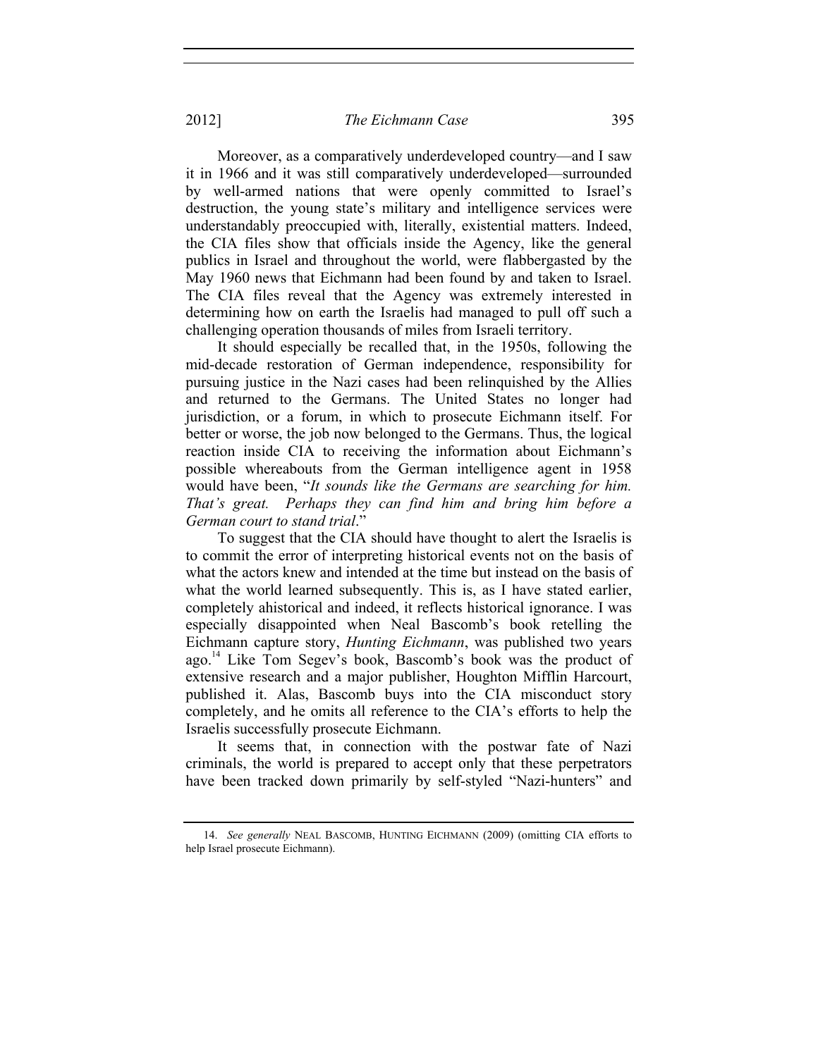Moreover, as a comparatively underdeveloped country—and I saw it in 1966 and it was still comparatively underdeveloped—surrounded by well-armed nations that were openly committed to Israel's destruction, the young state's military and intelligence services were understandably preoccupied with, literally, existential matters. Indeed, the CIA files show that officials inside the Agency, like the general publics in Israel and throughout the world, were flabbergasted by the May 1960 news that Eichmann had been found by and taken to Israel. The CIA files reveal that the Agency was extremely interested in determining how on earth the Israelis had managed to pull off such a challenging operation thousands of miles from Israeli territory.

It should especially be recalled that, in the 1950s, following the mid-decade restoration of German independence, responsibility for pursuing justice in the Nazi cases had been relinquished by the Allies and returned to the Germans. The United States no longer had jurisdiction, or a forum, in which to prosecute Eichmann itself. For better or worse, the job now belonged to the Germans. Thus, the logical reaction inside CIA to receiving the information about Eichmann's possible whereabouts from the German intelligence agent in 1958 would have been, "*It sounds like the Germans are searching for him. That's great. Perhaps they can find him and bring him before a German court to stand trial*."

To suggest that the CIA should have thought to alert the Israelis is to commit the error of interpreting historical events not on the basis of what the actors knew and intended at the time but instead on the basis of what the world learned subsequently. This is, as I have stated earlier, completely ahistorical and indeed, it reflects historical ignorance. I was especially disappointed when Neal Bascomb's book retelling the Eichmann capture story, *Hunting Eichmann*, was published two years ago.[14] Like Tom Segev's book, Bascomb's book was the product of extensive research and a major publisher, Houghton Mifflin Harcourt, published it. Alas, Bascomb buys into the CIA misconduct story completely, and he omits all reference to the CIA's efforts to help the Israelis successfully prosecute Eichmann.

It seems that, in connection with the postwar fate of Nazi criminals, the world is prepared to accept only that these perpetrators have been tracked down primarily by self-styled "Nazi-hunters" and

---

14. *See generally* NEAL BASCOMB, HUNTING EICHMANN (2009) (omitting CIA efforts to help Israel prosecute Eichmann).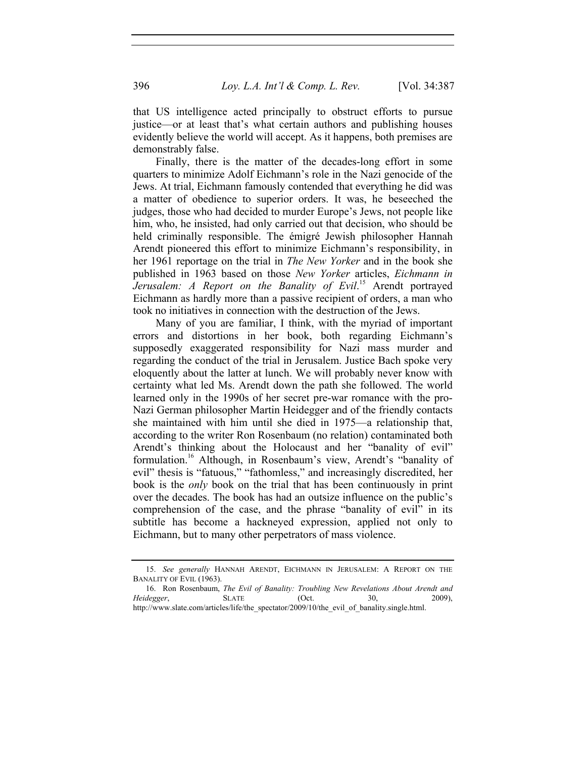that US intelligence acted principally to obstruct efforts to pursue justice—or at least that's what certain authors and publishing houses evidently believe the world will accept. As it happens, both premises are demonstrably false.

Finally, there is the matter of the decades-long effort in some quarters to minimize Adolf Eichmann's role in the Nazi genocide of the Jews. At trial, Eichmann famously contended that everything he did was a matter of obedience to superior orders. It was, he beseeched the judges, those who had decided to murder Europe's Jews, not people like him, who, he insisted, had only carried out that decision, who should be held criminally responsible. The émigré Jewish philosopher Hannah Arendt pioneered this effort to minimize Eichmann's responsibility, in her 1961 reportage on the trial in *The New Yorker* and in the book she published in 1963 based on those *New Yorker* articles, *Eichmann in Jerusalem: A Report on the Banality of Evil*.[15] Arendt portrayed Eichmann as hardly more than a passive recipient of orders, a man who took no initiatives in connection with the destruction of the Jews.

Many of you are familiar, I think, with the myriad of important errors and distortions in her book, both regarding Eichmann's supposedly exaggerated responsibility for Nazi mass murder and regarding the conduct of the trial in Jerusalem. Justice Bach spoke very eloquently about the latter at lunch. We will probably never know with certainty what led Ms. Arendt down the path she followed. The world learned only in the 1990s of her secret pre-war romance with the pro-Nazi German philosopher Martin Heidegger and of the friendly contacts she maintained with him until she died in 1975—a relationship that, according to the writer Ron Rosenbaum (no relation) contaminated both Arendt's thinking about the Holocaust and her "banality of evil" formulation.[16] Although, in Rosenbaum's view, Arendt's "banality of evil" thesis is "fatuous," "fathomless," and increasingly discredited, her book is the *only* book on the trial that has been continuously in print over the decades. The book has had an outsize influence on the public's comprehension of the case, and the phrase "banality of evil" in its subtitle has become a hackneyed expression, applied not only to Eichmann, but to many other perpetrators of mass violence.

---

15. *See generally* HANNAH ARENDT, EICHMANN IN JERUSALEM: A REPORT ON THE BANALITY OF EVIL (1963).

16. Ron Rosenbaum, *The Evil of Banality: Troubling New Revelations About Arendt and Heidegger*, SLATE (Oct. 30, 2009), http://www.slate.com/articles/life/the_spectator/2009/10/the_evil_of_banality.single.html.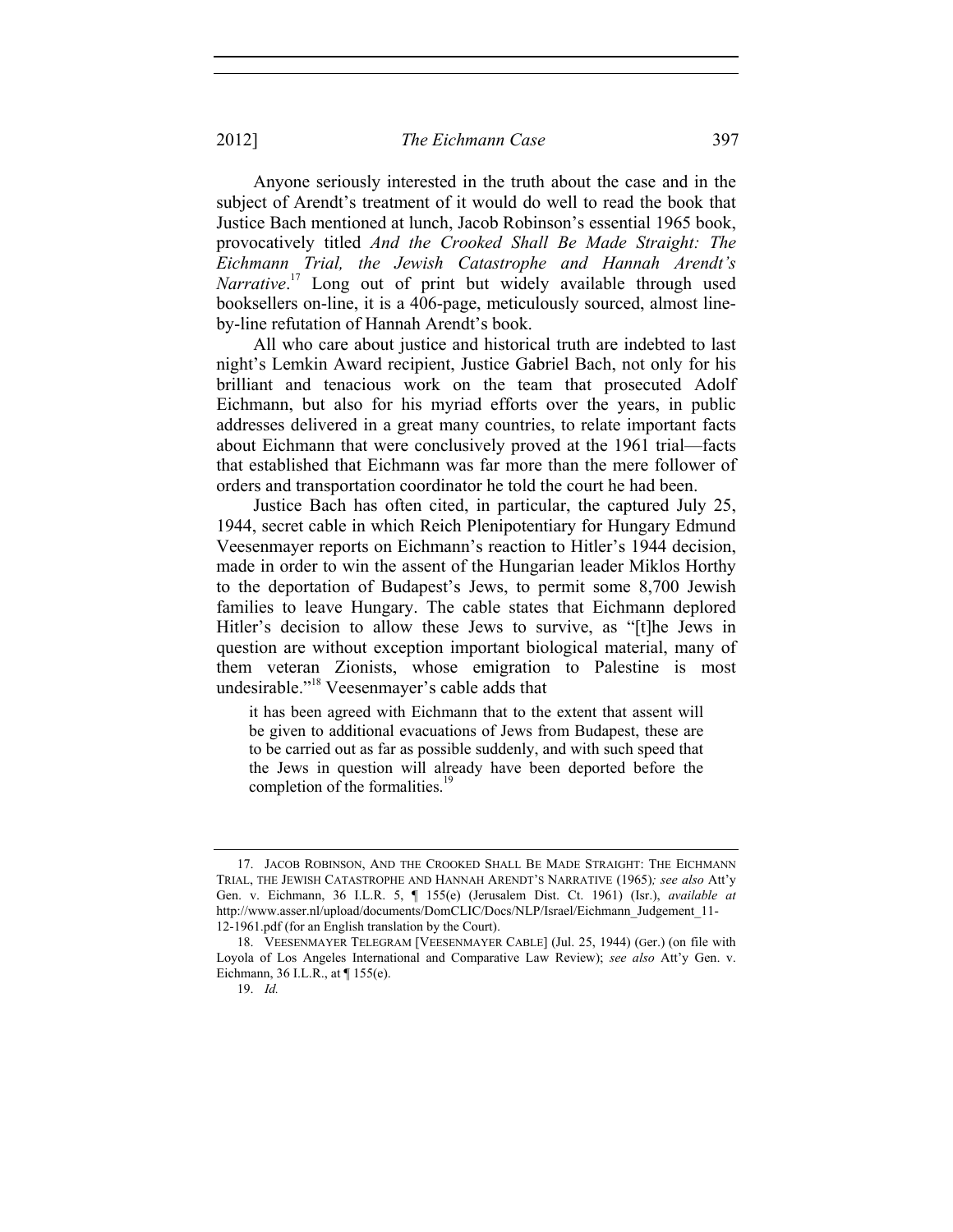Anyone seriously interested in the truth about the case and in the subject of Arendt's treatment of it would do well to read the book that Justice Bach mentioned at lunch, Jacob Robinson's essential 1965 book, provocatively titled *And the Crooked Shall Be Made Straight: The Eichmann Trial, the Jewish Catastrophe and Hannah Arendt's Narrative*.[17] Long out of print but widely available through used booksellers on-line, it is a 406-page, meticulously sourced, almost line-by-line refutation of Hannah Arendt's book.

All who care about justice and historical truth are indebted to last night's Lemkin Award recipient, Justice Gabriel Bach, not only for his brilliant and tenacious work on the team that prosecuted Adolf Eichmann, but also for his myriad efforts over the years, in public addresses delivered in a great many countries, to relate important facts about Eichmann that were conclusively proved at the 1961 trial—facts that established that Eichmann was far more than the mere follower of orders and transportation coordinator he told the court he had been.

Justice Bach has often cited, in particular, the captured July 25, 1944, secret cable in which Reich Plenipotentiary for Hungary Edmund Veesenmayer reports on Eichmann's reaction to Hitler's 1944 decision, made in order to win the assent of the Hungarian leader Miklos Horthy to the deportation of Budapest's Jews, to permit some 8,700 Jewish families to leave Hungary. The cable states that Eichmann deplored Hitler's decision to allow these Jews to survive, as "[t]he Jews in question are without exception important biological material, many of them veteran Zionists, whose emigration to Palestine is most undesirable."[18] Veesenmayer's cable adds that

> it has been agreed with Eichmann that to the extent that assent will be given to additional evacuations of Jews from Budapest, these are to be carried out as far as possible suddenly, and with such speed that the Jews in question will already have been deported before the completion of the formalities.[19]

---

17. JACOB ROBINSON, AND THE CROOKED SHALL BE MADE STRAIGHT: THE EICHMANN TRIAL, THE JEWISH CATASTROPHE AND HANNAH ARENDT'S NARRATIVE (1965)*; see also* Att'y Gen. v. Eichmann, 36 I.L.R. 5, ¶ 155(e) (Jerusalem Dist. Ct. 1961) (Isr.), *available at* http://www.asser.nl/upload/documents/DomCLIC/Docs/NLP/Israel/Eichmann_Judgement_11-12-1961.pdf (for an English translation by the Court).

18. VEESENMAYER TELEGRAM [VEESENMAYER CABLE] (Jul. 25, 1944) (Ger.) (on file with Loyola of Los Angeles International and Comparative Law Review); *see also* Att'y Gen. v. Eichmann, 36 I.L.R., at ¶ 155(e).

19. *Id.*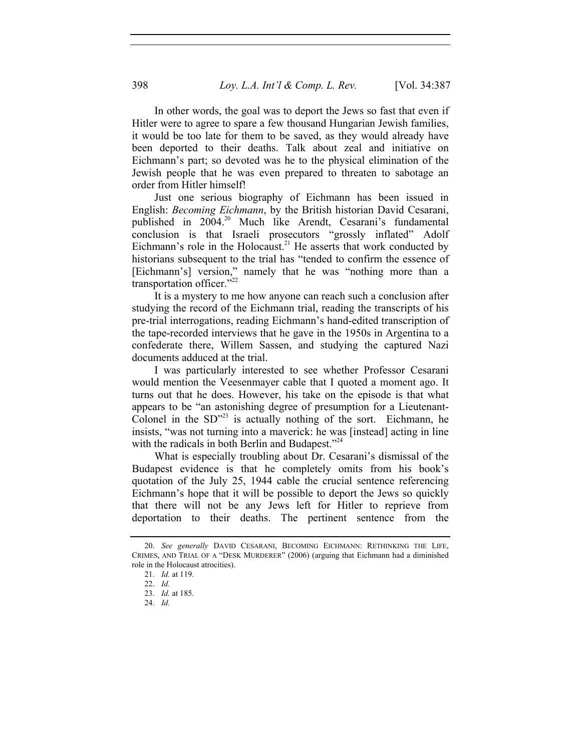In other words, the goal was to deport the Jews so fast that even if Hitler were to agree to spare a few thousand Hungarian Jewish families, it would be too late for them to be saved, as they would already have been deported to their deaths. Talk about zeal and initiative on Eichmann's part; so devoted was he to the physical elimination of the Jewish people that he was even prepared to threaten to sabotage an order from Hitler himself!

Just one serious biography of Eichmann has been issued in English: *Becoming Eichmann*, by the British historian David Cesarani, published in 2004.[20] Much like Arendt, Cesarani's fundamental conclusion is that Israeli prosecutors "grossly inflated" Adolf Eichmann's role in the Holocaust.[21] He asserts that work conducted by historians subsequent to the trial has "tended to confirm the essence of [Eichmann's] version," namely that he was "nothing more than a transportation officer."[22]

It is a mystery to me how anyone can reach such a conclusion after studying the record of the Eichmann trial, reading the transcripts of his pre-trial interrogations, reading Eichmann's hand-edited transcription of the tape-recorded interviews that he gave in the 1950s in Argentina to a confederate there, Willem Sassen, and studying the captured Nazi documents adduced at the trial.

I was particularly interested to see whether Professor Cesarani would mention the Veesenmayer cable that I quoted a moment ago. It turns out that he does. However, his take on the episode is that what appears to be "an astonishing degree of presumption for a Lieutenant-Colonel in the SD"[23] is actually nothing of the sort. Eichmann, he insists, "was not turning into a maverick: he was [instead] acting in line with the radicals in both Berlin and Budapest."[24]

What is especially troubling about Dr. Cesarani's dismissal of the Budapest evidence is that he completely omits from his book's quotation of the July 25, 1944 cable the crucial sentence referencing Eichmann's hope that it will be possible to deport the Jews so quickly that there will not be any Jews left for Hitler to reprieve from deportation to their deaths. The pertinent sentence from the

20. *See generally* DAVID CESARANI, BECOMING EICHMANN: RETHINKING THE LIFE, CRIMES, AND TRIAL OF A "DESK MURDERER" (2006) (arguing that Eichmann had a diminished role in the Holocaust atrocities).

21. *Id.* at 119.

22. *Id.*

23. *Id.* at 185.

24. *Id.*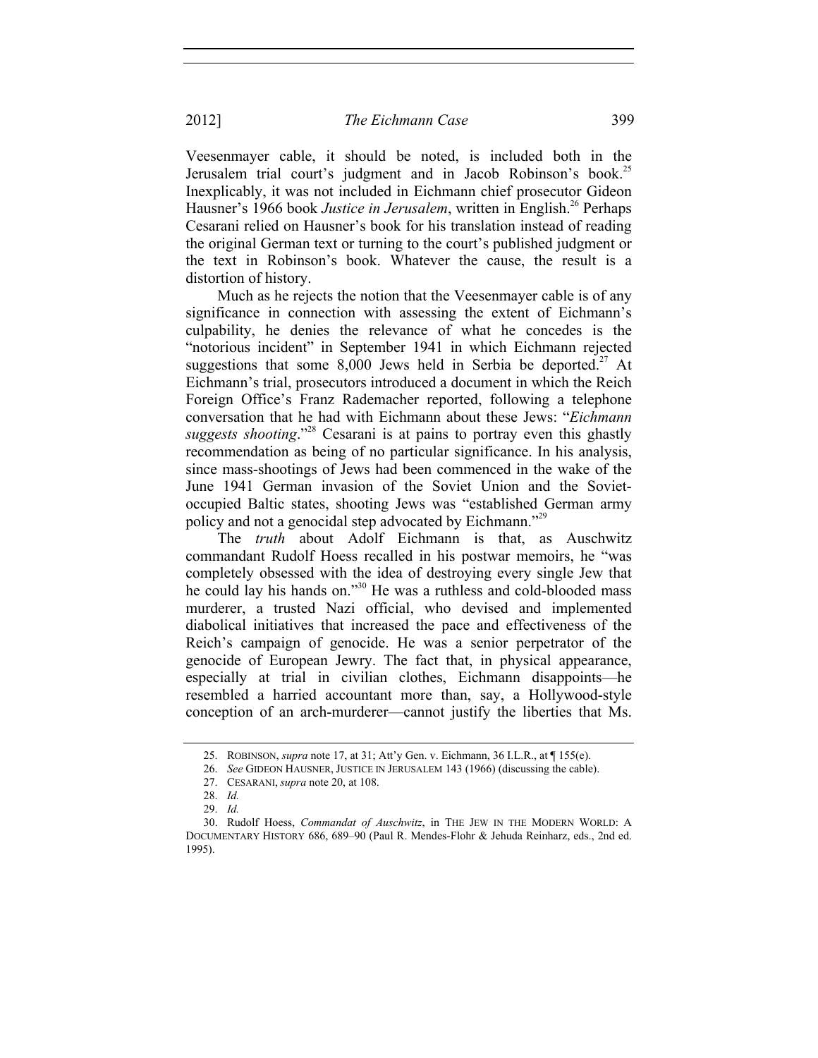Veesenmayer cable, it should be noted, is included both in the Jerusalem trial court's judgment and in Jacob Robinson's book.[25] Inexplicably, it was not included in Eichmann chief prosecutor Gideon Hausner's 1966 book *Justice in Jerusalem*, written in English.[26] Perhaps Cesarani relied on Hausner's book for his translation instead of reading the original German text or turning to the court's published judgment or the text in Robinson's book. Whatever the cause, the result is a distortion of history.

Much as he rejects the notion that the Veesenmayer cable is of any significance in connection with assessing the extent of Eichmann's culpability, he denies the relevance of what he concedes is the "notorious incident" in September 1941 in which Eichmann rejected suggestions that some 8,000 Jews held in Serbia be deported.[27] At Eichmann's trial, prosecutors introduced a document in which the Reich Foreign Office's Franz Rademacher reported, following a telephone conversation that he had with Eichmann about these Jews: "*Eichmann suggests shooting*."[28] Cesarani is at pains to portray even this ghastly recommendation as being of no particular significance. In his analysis, since mass-shootings of Jews had been commenced in the wake of the June 1941 German invasion of the Soviet Union and the Soviet-occupied Baltic states, shooting Jews was "established German army policy and not a genocidal step advocated by Eichmann."[29]

The *truth* about Adolf Eichmann is that, as Auschwitz commandant Rudolf Hoess recalled in his postwar memoirs, he "was completely obsessed with the idea of destroying every single Jew that he could lay his hands on."[30] He was a ruthless and cold-blooded mass murderer, a trusted Nazi official, who devised and implemented diabolical initiatives that increased the pace and effectiveness of the Reich's campaign of genocide. He was a senior perpetrator of the genocide of European Jewry. The fact that, in physical appearance, especially at trial in civilian clothes, Eichmann disappoints—he resembled a harried accountant more than, say, a Hollywood-style conception of an arch-murderer—cannot justify the liberties that Ms.

---

25. ROBINSON, *supra* note 17, at 31; Att'y Gen. v. Eichmann, 36 I.L.R., at ¶ 155(e).

26. *See* GIDEON HAUSNER, JUSTICE IN JERUSALEM 143 (1966) (discussing the cable).

27. CESARANI, *supra* note 20, at 108.

28. *Id.*

29. *Id.*

30. Rudolf Hoess, *Commandat of Auschwitz*, in THE JEW IN THE MODERN WORLD: A DOCUMENTARY HISTORY 686, 689–90 (Paul R. Mendes-Flohr & Jehuda Reinharz, eds., 2nd ed. 1995).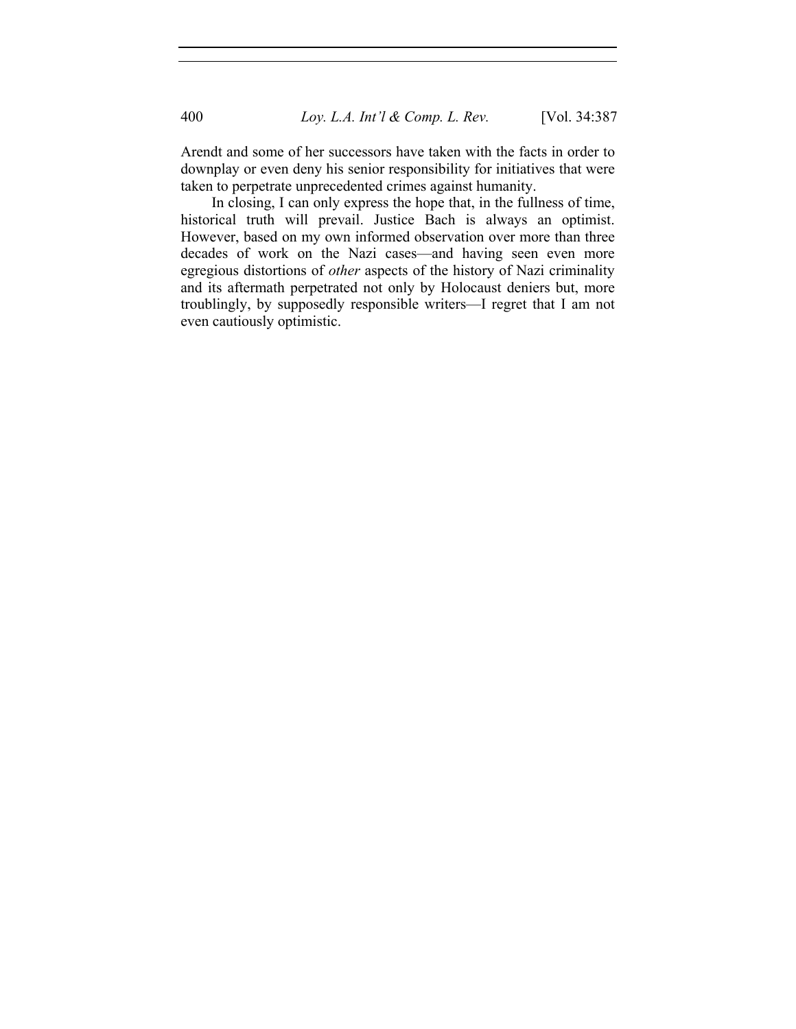Arendt and some of her successors have taken with the facts in order to downplay or even deny his senior responsibility for initiatives that were taken to perpetrate unprecedented crimes against humanity.

In closing, I can only express the hope that, in the fullness of time, historical truth will prevail. Justice Bach is always an optimist. However, based on my own informed observation over more than three decades of work on the Nazi cases—and having seen even more egregious distortions of *other* aspects of the history of Nazi criminality and its aftermath perpetrated not only by Holocaust deniers but, more troublingly, by supposedly responsible writers—I regret that I am not even cautiously optimistic.